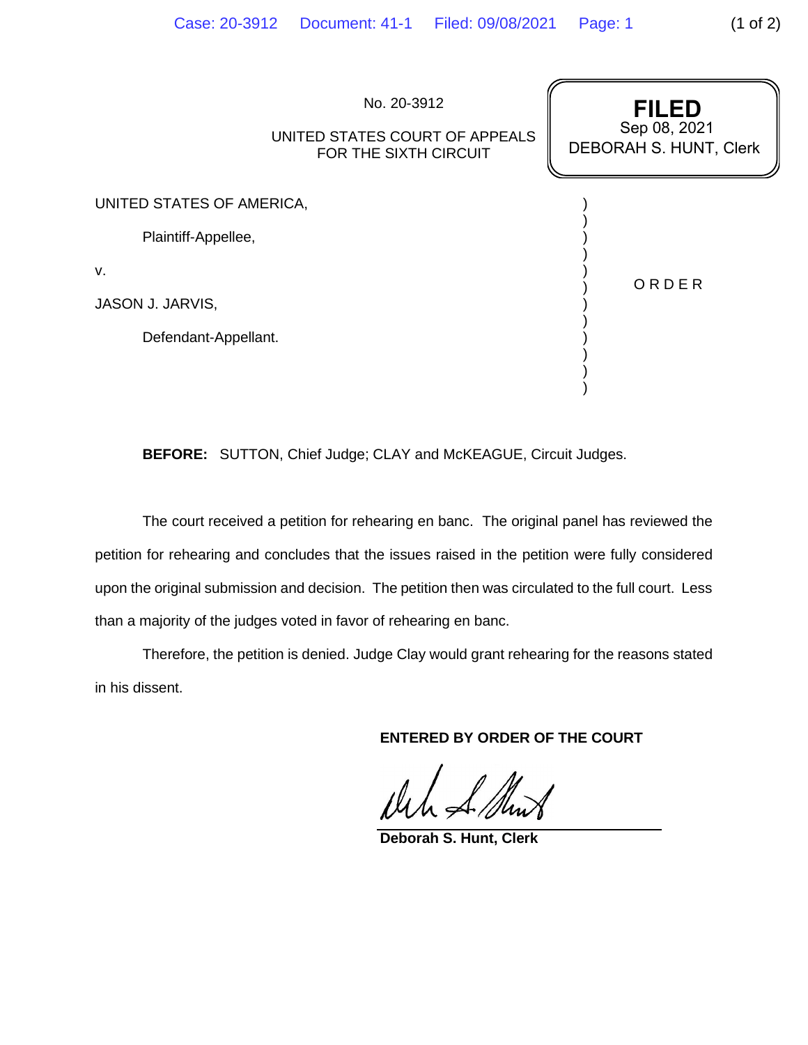No. 20-3912

UNITED STATES COURT OF APPEALS
FOR THE SIXTH CIRCUIT

**FILED**
Sep 08, 2021
DEBORAH S. HUNT, Clerk

UNITED STATES OF AMERICA,

Plaintiff-Appellee,

v.

JASON J. JARVIS,

Defendant-Appellant.

O R D E R

**BEFORE:** SUTTON, Chief Judge; CLAY and McKEAGUE, Circuit Judges.

The court received a petition for rehearing en banc. The original panel has reviewed the petition for rehearing and concludes that the issues raised in the petition were fully considered upon the original submission and decision. The petition then was circulated to the full court. Less than a majority of the judges voted in favor of rehearing en banc.

Therefore, the petition is denied. Judge Clay would grant rehearing for the reasons stated in his dissent.

**ENTERED BY ORDER OF THE COURT**

**Deborah S. Hunt, Clerk**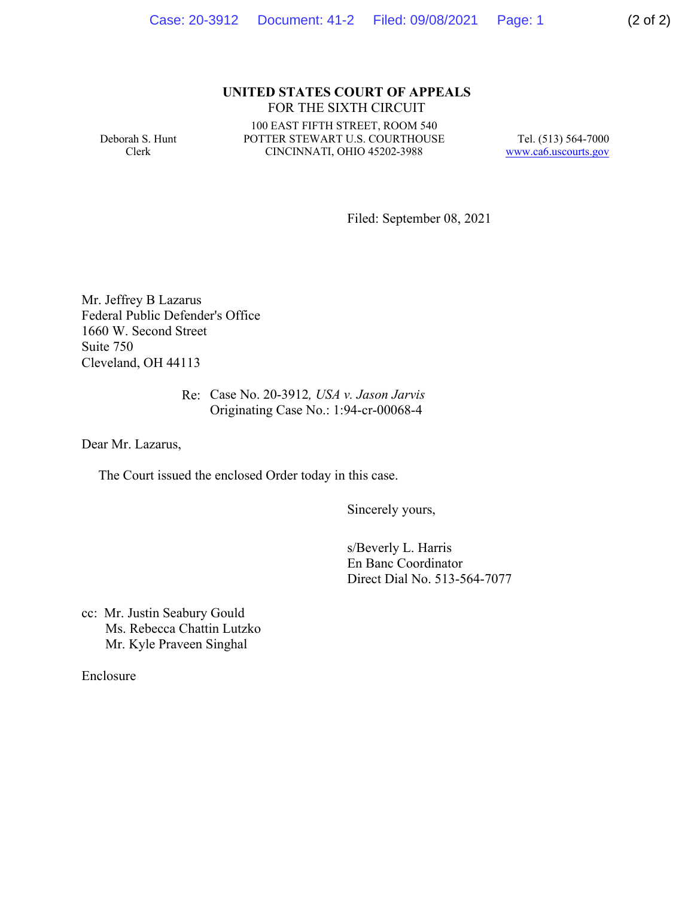**UNITED STATES COURT OF APPEALS**
FOR THE SIXTH CIRCUIT

Deborah S. Hunt
Clerk

100 EAST FIFTH STREET, ROOM 540
POTTER STEWART U.S. COURTHOUSE
CINCINNATI, OHIO 45202-3988

Tel. (513) 564-7000
www.ca6.uscourts.gov

Filed: September 08, 2021

Mr. Jeffrey B Lazarus
Federal Public Defender's Office
1660 W. Second Street
Suite 750
Cleveland, OH 44113

Re: Case No. 20-3912*, USA v. Jason Jarvis*
Originating Case No.: 1:94-cr-00068-4

Dear Mr. Lazarus,

The Court issued the enclosed Order today in this case.

Sincerely yours,

s/Beverly L. Harris
En Banc Coordinator
Direct Dial No. 513-564-7077

cc: Mr. Justin Seabury Gould
Ms. Rebecca Chattin Lutzko
Mr. Kyle Praveen Singhal

Enclosure